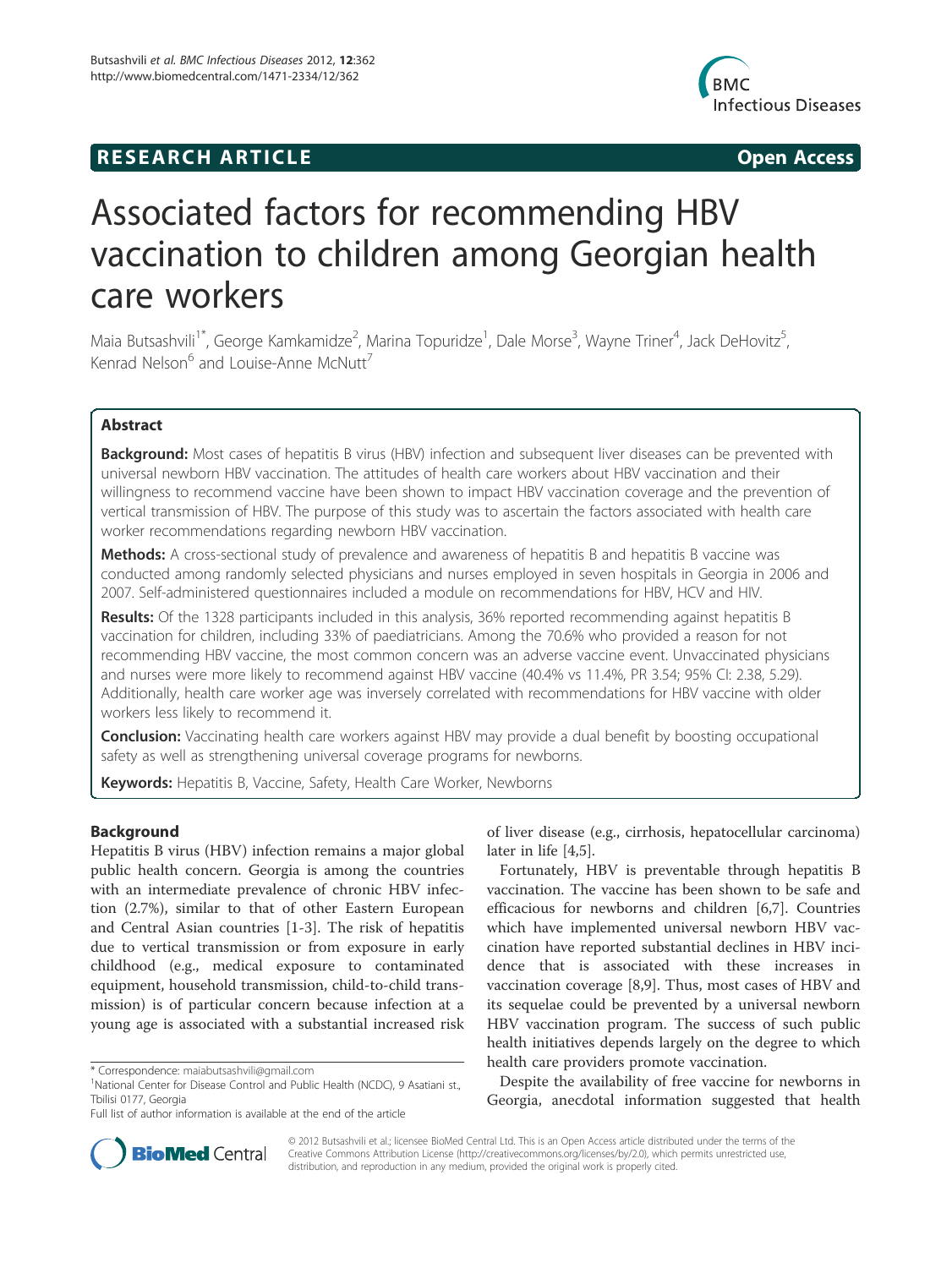**RESEARCH ARTICLE** **Open Access**

# Associated factors for recommending HBV vaccination to children among Georgian health care workers

Maia Butsashvili[1*], George Kamkamidze[2], Marina Topuridze[1], Dale Morse[3], Wayne Triner[4], Jack DeHovitz[5], Kenrad Nelson[6] and Louise-Anne McNutt[7]

## Abstract

**Background:** Most cases of hepatitis B virus (HBV) infection and subsequent liver diseases can be prevented with universal newborn HBV vaccination. The attitudes of health care workers about HBV vaccination and their willingness to recommend vaccine have been shown to impact HBV vaccination coverage and the prevention of vertical transmission of HBV. The purpose of this study was to ascertain the factors associated with health care worker recommendations regarding newborn HBV vaccination.

**Methods:** A cross-sectional study of prevalence and awareness of hepatitis B and hepatitis B vaccine was conducted among randomly selected physicians and nurses employed in seven hospitals in Georgia in 2006 and 2007. Self-administered questionnaires included a module on recommendations for HBV, HCV and HIV.

**Results:** Of the 1328 participants included in this analysis, 36% reported recommending against hepatitis B vaccination for children, including 33% of paediatricians. Among the 70.6% who provided a reason for not recommending HBV vaccine, the most common concern was an adverse vaccine event. Unvaccinated physicians and nurses were more likely to recommend against HBV vaccine (40.4% vs 11.4%, PR 3.54; 95% CI: 2.38, 5.29). Additionally, health care worker age was inversely correlated with recommendations for HBV vaccine with older workers less likely to recommend it.

**Conclusion:** Vaccinating health care workers against HBV may provide a dual benefit by boosting occupational safety as well as strengthening universal coverage programs for newborns.

**Keywords:** Hepatitis B, Vaccine, Safety, Health Care Worker, Newborns

## Background

Hepatitis B virus (HBV) infection remains a major global public health concern. Georgia is among the countries with an intermediate prevalence of chronic HBV infection (2.7%), similar to that of other Eastern European and Central Asian countries [1-3]. The risk of hepatitis due to vertical transmission or from exposure in early childhood (e.g., medical exposure to contaminated equipment, household transmission, child-to-child transmission) is of particular concern because infection at a young age is associated with a substantial increased risk of liver disease (e.g., cirrhosis, hepatocellular carcinoma) later in life [4,5].

Fortunately, HBV is preventable through hepatitis B vaccination. The vaccine has been shown to be safe and efficacious for newborns and children [6,7]. Countries which have implemented universal newborn HBV vaccination have reported substantial declines in HBV incidence that is associated with these increases in vaccination coverage [8,9]. Thus, most cases of HBV and its sequelae could be prevented by a universal newborn HBV vaccination program. The success of such public health initiatives depends largely on the degree to which health care providers promote vaccination.

Despite the availability of free vaccine for newborns in Georgia, anecdotal information suggested that health

\* Correspondence: maiabutsashvili@gmail.com
[1]National Center for Disease Control and Public Health (NCDC), 9 Asatiani st., Tbilisi 0177, Georgia
Full list of author information is available at the end of the article

© 2012 Butsashvili et al.; licensee BioMed Central Ltd. This is an Open Access article distributed under the terms of the Creative Commons Attribution License (http://creativecommons.org/licenses/by/2.0), which permits unrestricted use, distribution, and reproduction in any medium, provided the original work is properly cited.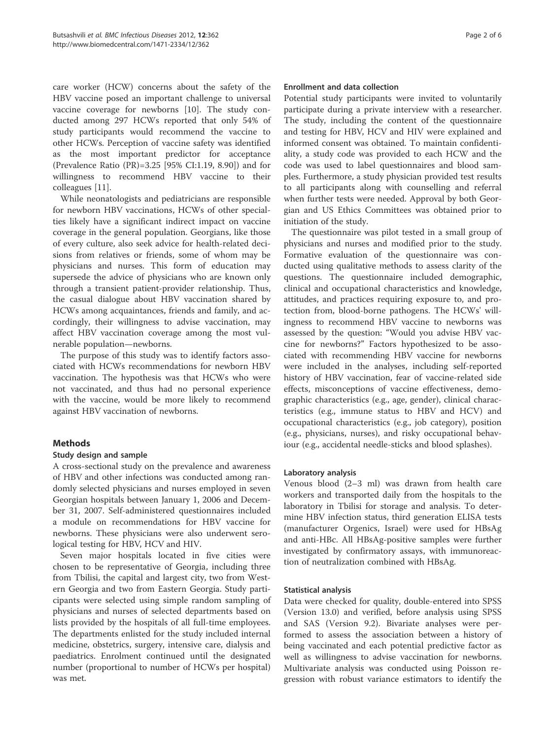care worker (HCW) concerns about the safety of the HBV vaccine posed an important challenge to universal vaccine coverage for newborns [10]. The study conducted among 297 HCWs reported that only 54% of study participants would recommend the vaccine to other HCWs. Perception of vaccine safety was identified as the most important predictor for acceptance (Prevalence Ratio (PR)=3.25 [95% CI:1.19, 8.90]) and for willingness to recommend HBV vaccine to their colleagues [11].

While neonatologists and pediatricians are responsible for newborn HBV vaccinations, HCWs of other specialties likely have a significant indirect impact on vaccine coverage in the general population. Georgians, like those of every culture, also seek advice for health-related decisions from relatives or friends, some of whom may be physicians and nurses. This form of education may supersede the advice of physicians who are known only through a transient patient-provider relationship. Thus, the casual dialogue about HBV vaccination shared by HCWs among acquaintances, friends and family, and accordingly, their willingness to advise vaccination, may affect HBV vaccination coverage among the most vulnerable population—newborns.

The purpose of this study was to identify factors associated with HCWs recommendations for newborn HBV vaccination. The hypothesis was that HCWs who were not vaccinated, and thus had no personal experience with the vaccine, would be more likely to recommend against HBV vaccination of newborns.

## Methods

### Study design and sample

A cross-sectional study on the prevalence and awareness of HBV and other infections was conducted among randomly selected physicians and nurses employed in seven Georgian hospitals between January 1, 2006 and December 31, 2007. Self-administered questionnaires included a module on recommendations for HBV vaccine for newborns. These physicians were also underwent serological testing for HBV, HCV and HIV.

Seven major hospitals located in five cities were chosen to be representative of Georgia, including three from Tbilisi, the capital and largest city, two from Western Georgia and two from Eastern Georgia. Study participants were selected using simple random sampling of physicians and nurses of selected departments based on lists provided by the hospitals of all full-time employees. The departments enlisted for the study included internal medicine, obstetrics, surgery, intensive care, dialysis and paediatrics. Enrolment continued until the designated number (proportional to number of HCWs per hospital) was met.

### Enrollment and data collection

Potential study participants were invited to voluntarily participate during a private interview with a researcher. The study, including the content of the questionnaire and testing for HBV, HCV and HIV were explained and informed consent was obtained. To maintain confidentiality, a study code was provided to each HCW and the code was used to label questionnaires and blood samples. Furthermore, a study physician provided test results to all participants along with counselling and referral when further tests were needed. Approval by both Georgian and US Ethics Committees was obtained prior to initiation of the study.

The questionnaire was pilot tested in a small group of physicians and nurses and modified prior to the study. Formative evaluation of the questionnaire was conducted using qualitative methods to assess clarity of the questions. The questionnaire included demographic, clinical and occupational characteristics and knowledge, attitudes, and practices requiring exposure to, and protection from, blood-borne pathogens. The HCWs' willingness to recommend HBV vaccine to newborns was assessed by the question: "Would you advise HBV vaccine for newborns?" Factors hypothesized to be associated with recommending HBV vaccine for newborns were included in the analyses, including self-reported history of HBV vaccination, fear of vaccine-related side effects, misconceptions of vaccine effectiveness, demographic characteristics (e.g., age, gender), clinical characteristics (e.g., immune status to HBV and HCV) and occupational characteristics (e.g., job category), position (e.g., physicians, nurses), and risky occupational behaviour (e.g., accidental needle-sticks and blood splashes).

### Laboratory analysis

Venous blood (2–3 ml) was drawn from health care workers and transported daily from the hospitals to the laboratory in Tbilisi for storage and analysis. To determine HBV infection status, third generation ELISA tests (manufacturer Orgenics, Israel) were used for HBsAg and anti-HBc. All HBsAg-positive samples were further investigated by confirmatory assays, with immunoreaction of neutralization combined with HBsAg.

### Statistical analysis

Data were checked for quality, double-entered into SPSS (Version 13.0) and verified, before analysis using SPSS and SAS (Version 9.2). Bivariate analyses were performed to assess the association between a history of being vaccinated and each potential predictive factor as well as willingness to advise vaccination for newborns. Multivariate analysis was conducted using Poisson regression with robust variance estimators to identify the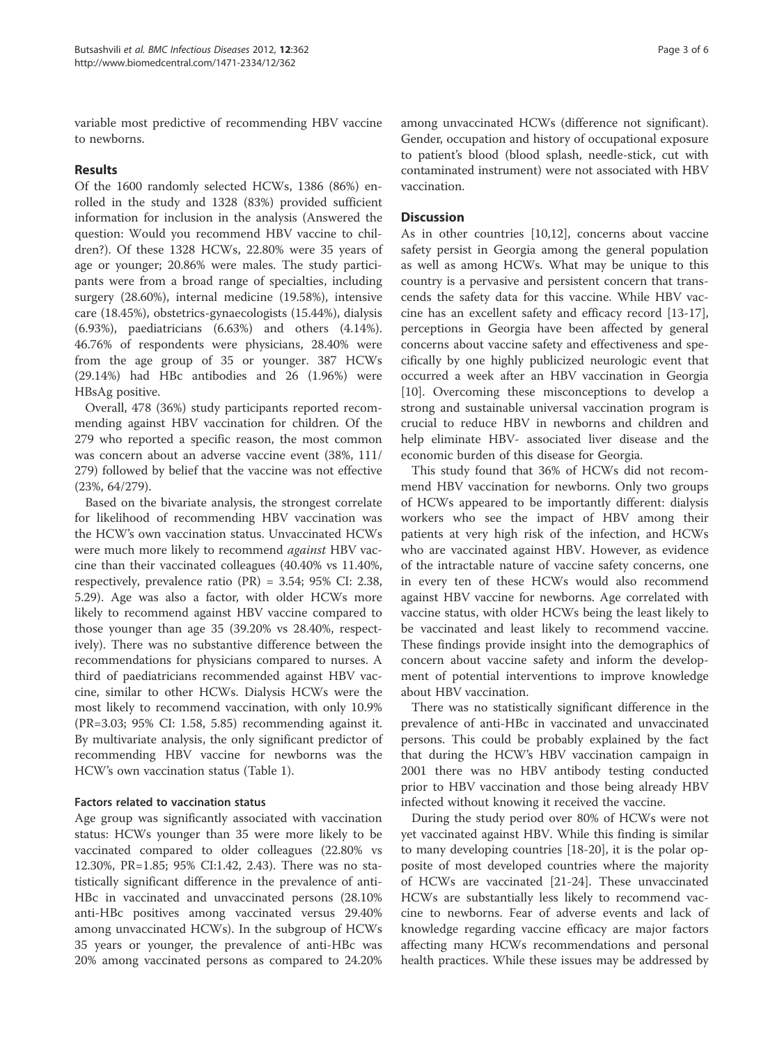variable most predictive of recommending HBV vaccine to newborns.

## Results

Of the 1600 randomly selected HCWs, 1386 (86%) enrolled in the study and 1328 (83%) provided sufficient information for inclusion in the analysis (Answered the question: Would you recommend HBV vaccine to children?). Of these 1328 HCWs, 22.80% were 35 years of age or younger; 20.86% were males. The study participants were from a broad range of specialties, including surgery (28.60%), internal medicine (19.58%), intensive care (18.45%), obstetrics-gynaecologists (15.44%), dialysis (6.93%), paediatricians (6.63%) and others (4.14%). 46.76% of respondents were physicians, 28.40% were from the age group of 35 or younger. 387 HCWs (29.14%) had HBc antibodies and 26 (1.96%) were HBsAg positive.

Overall, 478 (36%) study participants reported recommending against HBV vaccination for children. Of the 279 who reported a specific reason, the most common was concern about an adverse vaccine event (38%, 111/279) followed by belief that the vaccine was not effective (23%, 64/279).

Based on the bivariate analysis, the strongest correlate for likelihood of recommending HBV vaccination was the HCW's own vaccination status. Unvaccinated HCWs were much more likely to recommend *against* HBV vaccine than their vaccinated colleagues (40.40% vs 11.40%, respectively, prevalence ratio (PR) = 3.54; 95% CI: 2.38, 5.29). Age was also a factor, with older HCWs more likely to recommend against HBV vaccine compared to those younger than age 35 (39.20% vs 28.40%, respectively). There was no substantive difference between the recommendations for physicians compared to nurses. A third of paediatricians recommended against HBV vaccine, similar to other HCWs. Dialysis HCWs were the most likely to recommend vaccination, with only 10.9% (PR=3.03; 95% CI: 1.58, 5.85) recommending against it. By multivariate analysis, the only significant predictor of recommending HBV vaccine for newborns was the HCW's own vaccination status (Table 1).

### Factors related to vaccination status

Age group was significantly associated with vaccination status: HCWs younger than 35 were more likely to be vaccinated compared to older colleagues (22.80% vs 12.30%, PR=1.85; 95% CI:1.42, 2.43). There was no statistically significant difference in the prevalence of anti-HBc in vaccinated and unvaccinated persons (28.10% anti-HBc positives among vaccinated versus 29.40% among unvaccinated HCWs). In the subgroup of HCWs 35 years or younger, the prevalence of anti-HBc was 20% among vaccinated persons as compared to 24.20% among unvaccinated HCWs (difference not significant). Gender, occupation and history of occupational exposure to patient's blood (blood splash, needle-stick, cut with contaminated instrument) were not associated with HBV vaccination.

## Discussion

As in other countries [10,12], concerns about vaccine safety persist in Georgia among the general population as well as among HCWs. What may be unique to this country is a pervasive and persistent concern that transcends the safety data for this vaccine. While HBV vaccine has an excellent safety and efficacy record [13-17], perceptions in Georgia have been affected by general concerns about vaccine safety and effectiveness and specifically by one highly publicized neurologic event that occurred a week after an HBV vaccination in Georgia [10]. Overcoming these misconceptions to develop a strong and sustainable universal vaccination program is crucial to reduce HBV in newborns and children and help eliminate HBV- associated liver disease and the economic burden of this disease for Georgia.

This study found that 36% of HCWs did not recommend HBV vaccination for newborns. Only two groups of HCWs appeared to be importantly different: dialysis workers who see the impact of HBV among their patients at very high risk of the infection, and HCWs who are vaccinated against HBV. However, as evidence of the intractable nature of vaccine safety concerns, one in every ten of these HCWs would also recommend against HBV vaccine for newborns. Age correlated with vaccine status, with older HCWs being the least likely to be vaccinated and least likely to recommend vaccine. These findings provide insight into the demographics of concern about vaccine safety and inform the development of potential interventions to improve knowledge about HBV vaccination.

There was no statistically significant difference in the prevalence of anti-HBc in vaccinated and unvaccinated persons. This could be probably explained by the fact that during the HCW's HBV vaccination campaign in 2001 there was no HBV antibody testing conducted prior to HBV vaccination and those being already HBV infected without knowing it received the vaccine.

During the study period over 80% of HCWs were not yet vaccinated against HBV. While this finding is similar to many developing countries [18-20], it is the polar opposite of most developed countries where the majority of HCWs are vaccinated [21-24]. These unvaccinated HCWs are substantially less likely to recommend vaccine to newborns. Fear of adverse events and lack of knowledge regarding vaccine efficacy are major factors affecting many HCWs recommendations and personal health practices. While these issues may be addressed by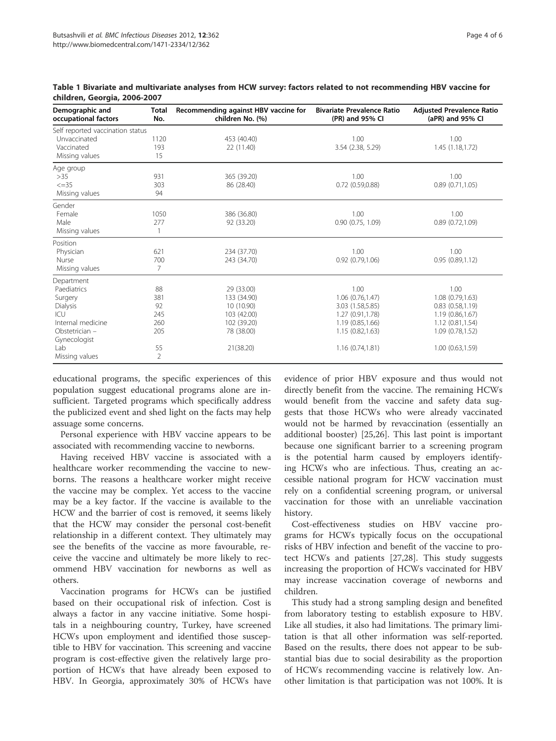**Table 1 Bivariate and multivariate analyses from HCW survey: factors related to not recommending HBV vaccine for children, Georgia, 2006-2007**

| Demographic and occupational factors | Total No. | Recommending against HBV vaccine for children No. (%) | Bivariate Prevalence Ratio (PR) and 95% CI | Adjusted Prevalence Ratio (aPR) and 95% CI |
|---|---|---|---|---|
| Self reported vaccination status | | | | |
| Unvaccinated | 1120 | 453 (40.40) | 1.00 | 1.00 |
| Vaccinated | 193 | 22 (11.40) | 3.54 (2.38, 5.29) | 1.45 (1.18,1.72) |
| Missing values | 15 | | | |
| Age group | | | | |
| >35 | 931 | 365 (39.20) | 1.00 | 1.00 |
| <=35 | 303 | 86 (28.40) | 0.72 (0.59,0.88) | 0.89 (0.71,1.05) |
| Missing values | 94 | | | |
| Gender | | | | |
| Female | 1050 | 386 (36.80) | 1.00 | 1.00 |
| Male | 277 | 92 (33.20) | 0.90 (0.75, 1.09) | 0.89 (0.72,1.09) |
| Missing values | 1 | | | |
| Position | | | | |
| Physician | 621 | 234 (37.70) | 1.00 | 1.00 |
| Nurse | 700 | 243 (34.70) | 0.92 (0.79,1.06) | 0.95 (0.89,1.12) |
| Missing values | 7 | | | |
| Department | | | | |
| Paediatrics | 88 | 29 (33.00) | 1.00 | 1.00 |
| Surgery | 381 | 133 (34.90) | 1.06 (0.76,1.47) | 1.08 (0.79,1.63) |
| Dialysis | 92 | 10 (10.90) | 3.03 (1.58,5.85) | 0.83 (0.58,1.19) |
| ICU | 245 | 103 (42.00) | 1.27 (0.91,1.78) | 1.19 (0.86,1.67) |
| Internal medicine | 260 | 102 (39.20) | 1.19 (0.85,1.66) | 1.12 (0.81,1.54) |
| Obstetrician – Gynecologist | 205 | 78 (38.00) | 1.15 (0.82,1.63) | 1.09 (0.78,1.52) |
| Lab | 55 | 21(38.20) | 1.16 (0.74,1.81) | 1.00 (0.63,1.59) |
| Missing values | 2 | | | |

educational programs, the specific experiences of this population suggest educational programs alone are insufficient. Targeted programs which specifically address the publicized event and shed light on the facts may help assuage some concerns.

Personal experience with HBV vaccine appears to be associated with recommending vaccine to newborns.

Having received HBV vaccine is associated with a healthcare worker recommending the vaccine to newborns. The reasons a healthcare worker might receive the vaccine may be complex. Yet access to the vaccine may be a key factor. If the vaccine is available to the HCW and the barrier of cost is removed, it seems likely that the HCW may consider the personal cost-benefit relationship in a different context. They ultimately may see the benefits of the vaccine as more favourable, receive the vaccine and ultimately be more likely to recommend HBV vaccination for newborns as well as others.

Vaccination programs for HCWs can be justified based on their occupational risk of infection. Cost is always a factor in any vaccine initiative. Some hospitals in a neighbouring country, Turkey, have screened HCWs upon employment and identified those susceptible to HBV for vaccination. This screening and vaccine program is cost-effective given the relatively large proportion of HCWs that have already been exposed to HBV. In Georgia, approximately 30% of HCWs have evidence of prior HBV exposure and thus would not directly benefit from the vaccine. The remaining HCWs would benefit from the vaccine and safety data suggests that those HCWs who were already vaccinated would not be harmed by revaccination (essentially an additional booster) [25,26]. This last point is important because one significant barrier to a screening program is the potential harm caused by employers identifying HCWs who are infectious. Thus, creating an accessible national program for HCW vaccination must rely on a confidential screening program, or universal vaccination for those with an unreliable vaccination history.

Cost-effectiveness studies on HBV vaccine programs for HCWs typically focus on the occupational risks of HBV infection and benefit of the vaccine to protect HCWs and patients [27,28]. This study suggests increasing the proportion of HCWs vaccinated for HBV may increase vaccination coverage of newborns and children.

This study had a strong sampling design and benefited from laboratory testing to establish exposure to HBV. Like all studies, it also had limitations. The primary limitation is that all other information was self-reported. Based on the results, there does not appear to be substantial bias due to social desirability as the proportion of HCWs recommending vaccine is relatively low. Another limitation is that participation was not 100%. It is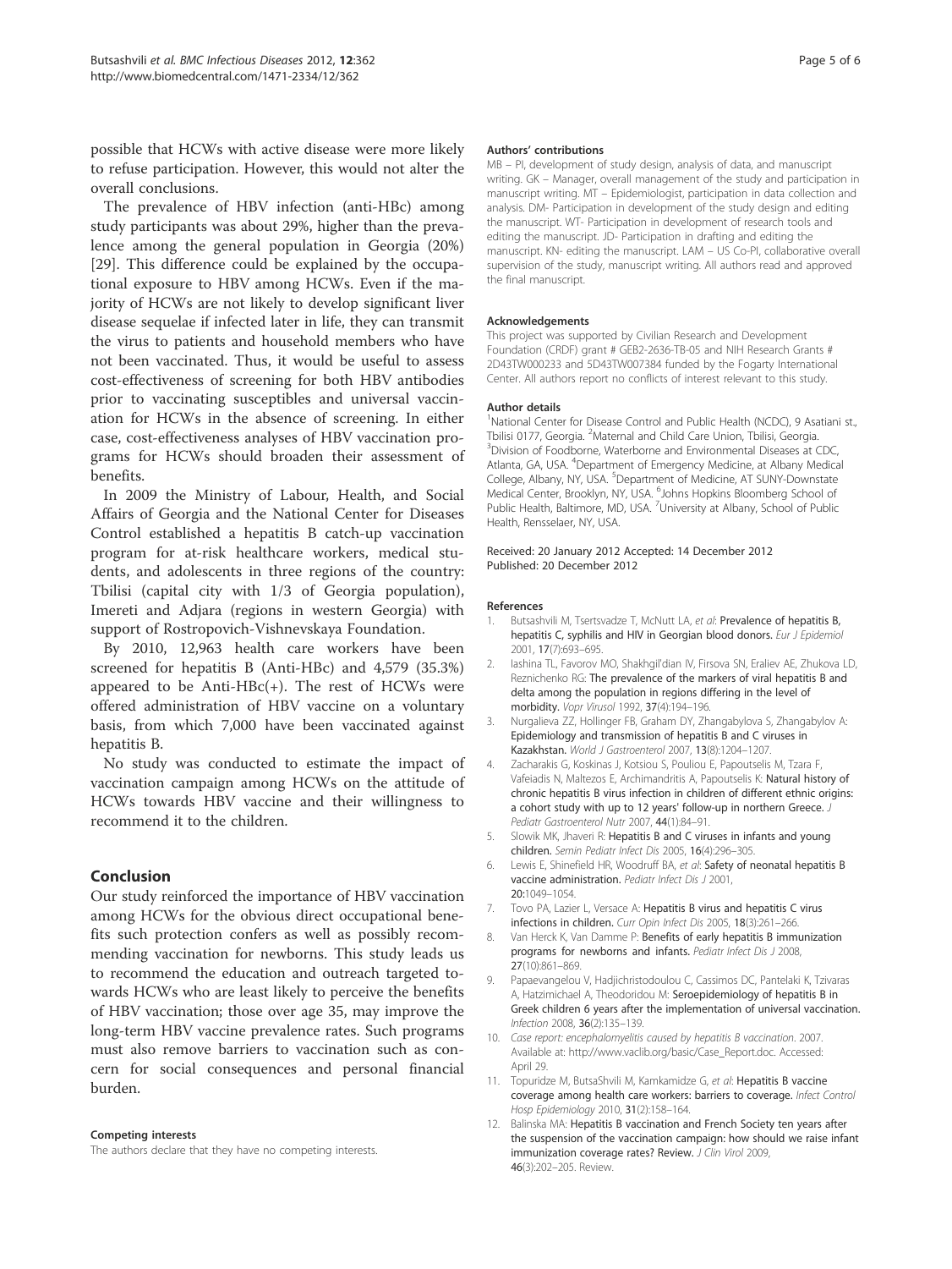possible that HCWs with active disease were more likely to refuse participation. However, this would not alter the overall conclusions.

The prevalence of HBV infection (anti-HBc) among study participants was about 29%, higher than the prevalence among the general population in Georgia (20%) [29]. This difference could be explained by the occupational exposure to HBV among HCWs. Even if the majority of HCWs are not likely to develop significant liver disease sequelae if infected later in life, they can transmit the virus to patients and household members who have not been vaccinated. Thus, it would be useful to assess cost-effectiveness of screening for both HBV antibodies prior to vaccinating susceptibles and universal vaccination for HCWs in the absence of screening. In either case, cost-effectiveness analyses of HBV vaccination programs for HCWs should broaden their assessment of benefits.

In 2009 the Ministry of Labour, Health, and Social Affairs of Georgia and the National Center for Diseases Control established a hepatitis B catch-up vaccination program for at-risk healthcare workers, medical students, and adolescents in three regions of the country: Tbilisi (capital city with 1/3 of Georgia population), Imereti and Adjara (regions in western Georgia) with support of Rostropovich-Vishnevskaya Foundation.

By 2010, 12,963 health care workers have been screened for hepatitis B (Anti-HBc) and 4,579 (35.3%) appeared to be Anti-HBc(+). The rest of HCWs were offered administration of HBV vaccine on a voluntary basis, from which 7,000 have been vaccinated against hepatitis B.

No study was conducted to estimate the impact of vaccination campaign among HCWs on the attitude of HCWs towards HBV vaccine and their willingness to recommend it to the children.

## Conclusion

Our study reinforced the importance of HBV vaccination among HCWs for the obvious direct occupational benefits such protection confers as well as possibly recommending vaccination for newborns. This study leads us to recommend the education and outreach targeted towards HCWs who are least likely to perceive the benefits of HBV vaccination; those over age 35, may improve the long-term HBV vaccine prevalence rates. Such programs must also remove barriers to vaccination such as concern for social consequences and personal financial burden.

#### Competing interests

The authors declare that they have no competing interests.

#### Authors' contributions

MB – PI, development of study design, analysis of data, and manuscript writing. GK – Manager, overall management of the study and participation in manuscript writing. MT – Epidemiologist, participation in data collection and analysis. DM- Participation in development of the study design and editing the manuscript. WT- Participation in development of research tools and editing the manuscript. JD- Participation in drafting and editing the manuscript. KN- editing the manuscript. LAM – US Co-PI, collaborative overall supervision of the study, manuscript writing. All authors read and approved the final manuscript.

#### Acknowledgements

This project was supported by Civilian Research and Development Foundation (CRDF) grant # GEB2-2636-TB-05 and NIH Research Grants # 2D43TW000233 and 5D43TW007384 funded by the Fogarty International Center. All authors report no conflicts of interest relevant to this study.

#### Author details

[1]National Center for Disease Control and Public Health (NCDC), 9 Asatiani st., Tbilisi 0177, Georgia. [2]Maternal and Child Care Union, Tbilisi, Georgia. [3]Division of Foodborne, Waterborne and Environmental Diseases at CDC, Atlanta, GA, USA. [4]Department of Emergency Medicine, at Albany Medical College, Albany, NY, USA. [5]Department of Medicine, AT SUNY-Downstate Medical Center, Brooklyn, NY, USA. [6]Johns Hopkins Bloomberg School of Public Health, Baltimore, MD, USA. [7]University at Albany, School of Public Health, Rensselaer, NY, USA.

Received: 20 January 2012 Accepted: 14 December 2012
Published: 20 December 2012

#### References

1. Butsashvili M, Tsertsvadze T, McNutt LA, *et al*: **Prevalence of hepatitis B, hepatitis C, syphilis and HIV in Georgian blood donors.** *Eur J Epidemiol* 2001, **17**(7):693–695.
2. Iashina TL, Favorov MO, Shakhgil'dian IV, Firsova SN, Eraliev AE, Zhukova LD, Reznichenko RG: **The prevalence of the markers of viral hepatitis B and delta among the population in regions differing in the level of morbidity.** *Vopr Virusol* 1992, **37**(4):194–196.
3. Nurgalieva ZZ, Hollinger FB, Graham DY, Zhangabylova S, Zhangabylov A: **Epidemiology and transmission of hepatitis B and C viruses in Kazakhstan.** *World J Gastroenterol* 2007, **13**(8):1204–1207.
4. Zacharakis G, Koskinas J, Kotsiou S, Pouliou E, Papoutselis M, Tzara F, Vafeiadis N, Maltezos E, Archimandritis A, Papoutselis K: **Natural history of chronic hepatitis B virus infection in children of different ethnic origins: a cohort study with up to 12 years' follow-up in northern Greece.** *J Pediatr Gastroenterol Nutr* 2007, **44**(1):84–91.
5. Slowik MK, Jhaveri R: **Hepatitis B and C viruses in infants and young children.** *Semin Pediatr Infect Dis* 2005, **16**(4):296–305.
6. Lewis E, Shinefield HR, Woodruff BA, *et al*: **Safety of neonatal hepatitis B vaccine administration.** *Pediatr Infect Dis J* 2001, **20**:1049–1054.
7. Tovo PA, Lazier L, Versace A: **Hepatitis B virus and hepatitis C virus infections in children.** *Curr Opin Infect Dis* 2005, **18**(3):261–266.
8. Van Herck K, Van Damme P: **Benefits of early hepatitis B immunization programs for newborns and infants.** *Pediatr Infect Dis J* 2008, **27**(10):861–869.
9. Papaevangelou V, Hadjichristodoulou C, Cassimos DC, Pantelaki K, Tzivaras A, Hatzimichael A, Theodoridou M: **Seroepidemiology of hepatitis B in Greek children 6 years after the implementation of universal vaccination.** *Infection* 2008, **36**(2):135–139.
10. *Case report: encephalomyelitis caused by hepatitis B vaccination*. 2007. Available at: http://www.vaclib.org/basic/Case_Report.doc. Accessed: April 29.
11. Topuridze M, ButsaShvili M, Kamkamidze G, *et al*: **Hepatitis B vaccine coverage among health care workers: barriers to coverage.** *Infect Control Hosp Epidemiology* 2010, **31**(2):158–164.
12. Balinska MA: **Hepatitis B vaccination and French Society ten years after the suspension of the vaccination campaign: how should we raise infant immunization coverage rates? Review.** *J Clin Virol* 2009, **46**(3):202–205. Review.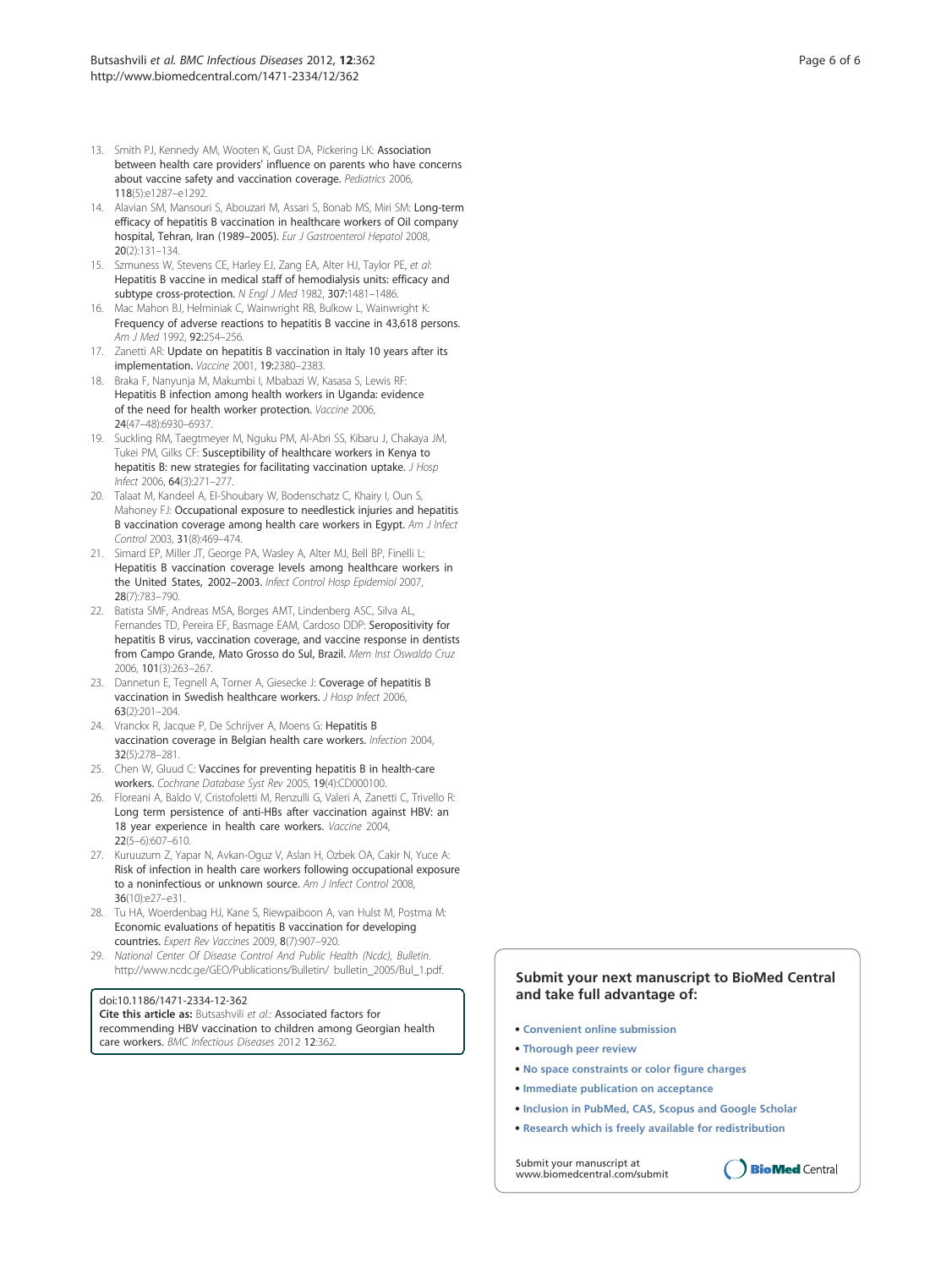13. Smith PJ, Kennedy AM, Wooten K, Gust DA, Pickering LK: **Association between health care providers' influence on parents who have concerns about vaccine safety and vaccination coverage.** *Pediatrics* 2006, **118**(5):e1287–e1292.
14. Alavian SM, Mansouri S, Abouzari M, Assari S, Bonab MS, Miri SM: **Long-term efficacy of hepatitis B vaccination in healthcare workers of Oil company hospital, Tehran, Iran (1989–2005).** *Eur J Gastroenterol Hepatol* 2008, **20**(2):131–134.
15. Szmuness W, Stevens CE, Harley EJ, Zang EA, Alter HJ, Taylor PE, *et al*: **Hepatitis B vaccine in medical staff of hemodialysis units: efficacy and subtype cross-protection.** *N Engl J Med* 1982, **307**:1481–1486.
16. Mac Mahon BJ, Helminiak C, Wainwright RB, Bulkow L, Wainwright K: **Frequency of adverse reactions to hepatitis B vaccine in 43,618 persons.** *Am J Med* 1992, **92**:254–256.
17. Zanetti AR: **Update on hepatitis B vaccination in Italy 10 years after its implementation.** *Vaccine* 2001, **19**:2380–2383.
18. Braka F, Nanyunja M, Makumbi I, Mbabazi W, Kasasa S, Lewis RF: **Hepatitis B infection among health workers in Uganda: evidence of the need for health worker protection.** *Vaccine* 2006, **24**(47–48):6930–6937.
19. Suckling RM, Taegtmeyer M, Nguku PM, Al-Abri SS, Kibaru J, Chakaya JM, Tukei PM, Gilks CF: **Susceptibility of healthcare workers in Kenya to hepatitis B: new strategies for facilitating vaccination uptake.** *J Hosp Infect* 2006, **64**(3):271–277.
20. Talaat M, Kandeel A, El-Shoubary W, Bodenschatz C, Khairy I, Oun S, Mahoney FJ: **Occupational exposure to needlestick injuries and hepatitis B vaccination coverage among health care workers in Egypt.** *Am J Infect Control* 2003, **31**(8):469–474.
21. Simard EP, Miller JT, George PA, Wasley A, Alter MJ, Bell BP, Finelli L: **Hepatitis B vaccination coverage levels among healthcare workers in the United States, 2002–2003.** *Infect Control Hosp Epidemiol* 2007, **28**(7):783–790.
22. Batista SMF, Andreas MSA, Borges AMT, Lindenberg ASC, Silva AL, Fernandes TD, Pereira EF, Basmage EAM, Cardoso DDP: **Seropositivity for hepatitis B virus, vaccination coverage, and vaccine response in dentists from Campo Grande, Mato Grosso do Sul, Brazil.** *Mem Inst Oswaldo Cruz* 2006, **101**(3):263–267.
23. Dannetun E, Tegnell A, Torner A, Giesecke J: **Coverage of hepatitis B vaccination in Swedish healthcare workers.** *J Hosp Infect* 2006, **63**(2):201–204.
24. Vranckx R, Jacque P, De Schrijver A, Moens G: **Hepatitis B vaccination coverage in Belgian health care workers.** *Infection* 2004, **32**(5):278–281.
25. Chen W, Gluud C: **Vaccines for preventing hepatitis B in health-care workers.** *Cochrane Database Syst Rev* 2005, **19**(4):CD000100.
26. Floreani A, Baldo V, Cristofoletti M, Renzulli G, Valeri A, Zanetti C, Trivello R: **Long term persistence of anti-HBs after vaccination against HBV: an 18 year experience in health care workers.** *Vaccine* 2004, **22**(5–6):607–610.
27. Kuruuzum Z, Yapar N, Avkan-Oguz V, Aslan H, Ozbek OA, Cakir N, Yuce A: **Risk of infection in health care workers following occupational exposure to a noninfectious or unknown source.** *Am J Infect Control* 2008, **36**(10):e27–e31.
28. Tu HA, Woerdenbag HJ, Kane S, Riewpaiboon A, van Hulst M, Postma M: **Economic evaluations of hepatitis B vaccination for developing countries.** *Expert Rev Vaccines* 2009, **8**(7):907–920.
29. *National Center Of Disease Control And Public Health (Ncdc), Bulletin.* http://www.ncdc.ge/GEO/Publications/Bulletin/ bulletin_2005/Bul_1.pdf.

doi:10.1186/1471-2334-12-362
**Cite this article as:** Butsashvili *et al.*: Associated factors for recommending HBV vaccination to children among Georgian health care workers. *BMC Infectious Diseases* 2012 **12**:362.

**Submit your next manuscript to BioMed Central and take full advantage of:**

- **Convenient online submission**
- **Thorough peer review**
- **No space constraints or color figure charges**
- **Immediate publication on acceptance**
- **Inclusion in PubMed, CAS, Scopus and Google Scholar**
- **Research which is freely available for redistribution**

Submit your manuscript at
www.biomedcentral.com/submit

BioMed Central